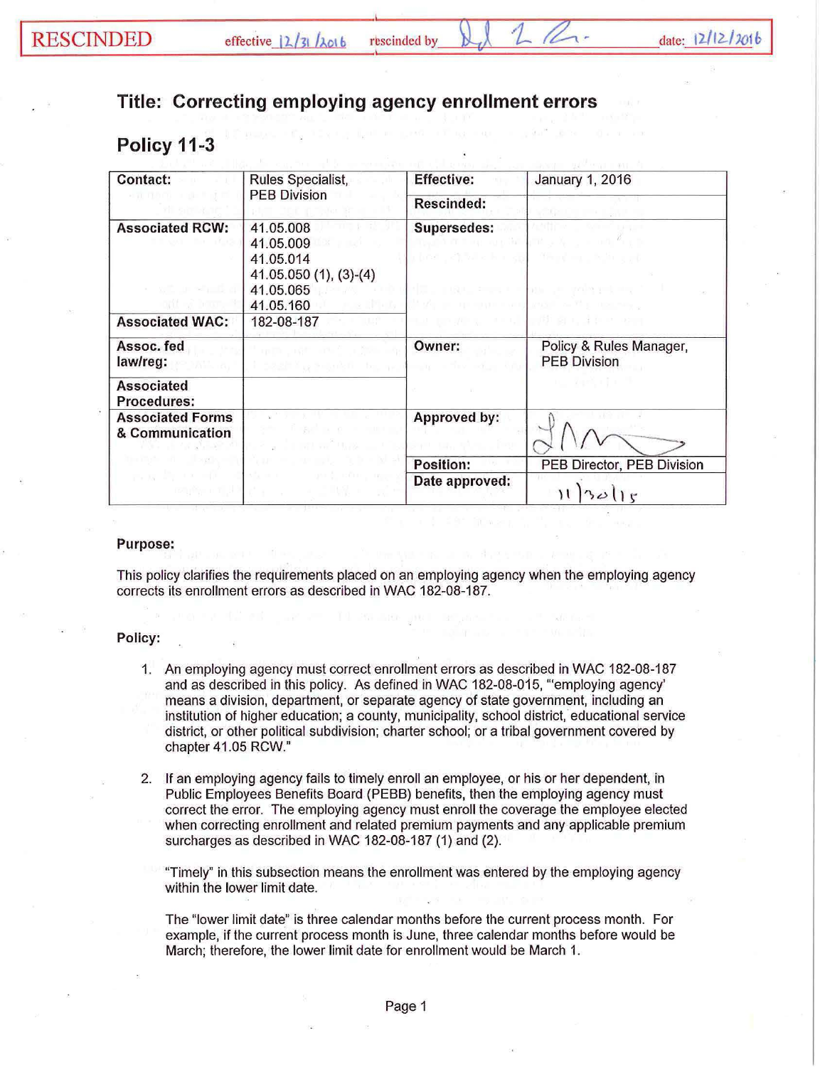RESCINDED effective 12/31/2016 rescinded by [signature] date: 12/12/2016

## Title: Correcting employing agency enrollment errors

## Policy 11-3

| Contact: | Rules Specialist, PEB Division | Effective: | January 1, 2016 |
|---|---|---|---|
| | | Rescinded: | |
| Associated RCW: | 41.05.008<br>41.05.009<br>41.05.014<br>41.05.050 (1), (3)-(4)<br>41.05.065<br>41.05.160 | Supersedes: | |
| Associated WAC: | 182-08-187 | | |
| Assoc. fed law/reg: | | Owner: | Policy & Rules Manager, PEB Division |
| Associated Procedures: | | | |
| Associated Forms & Communication | | Approved by: | [signature] |
| | | Position: | PEB Director, PEB Division |
| | | Date approved: | 11/30/15 |

**Purpose:**

This policy clarifies the requirements placed on an employing agency when the employing agency corrects its enrollment errors as described in WAC 182-08-187.

**Policy:**

1. An employing agency must correct enrollment errors as described in WAC 182-08-187 and as described in this policy. As defined in WAC 182-08-015, "'employing agency' means a division, department, or separate agency of state government, including an institution of higher education; a county, municipality, school district, educational service district, or other political subdivision; charter school; or a tribal government covered by chapter 41.05 RCW."

2. If an employing agency fails to timely enroll an employee, or his or her dependent, in Public Employees Benefits Board (PEBB) benefits, then the employing agency must correct the error. The employing agency must enroll the coverage the employee elected when correcting enrollment and related premium payments and any applicable premium surcharges as described in WAC 182-08-187 (1) and (2).

   "Timely" in this subsection means the enrollment was entered by the employing agency within the lower limit date.

   The "lower limit date" is three calendar months before the current process month. For example, if the current process month is June, three calendar months before would be March; therefore, the lower limit date for enrollment would be March 1.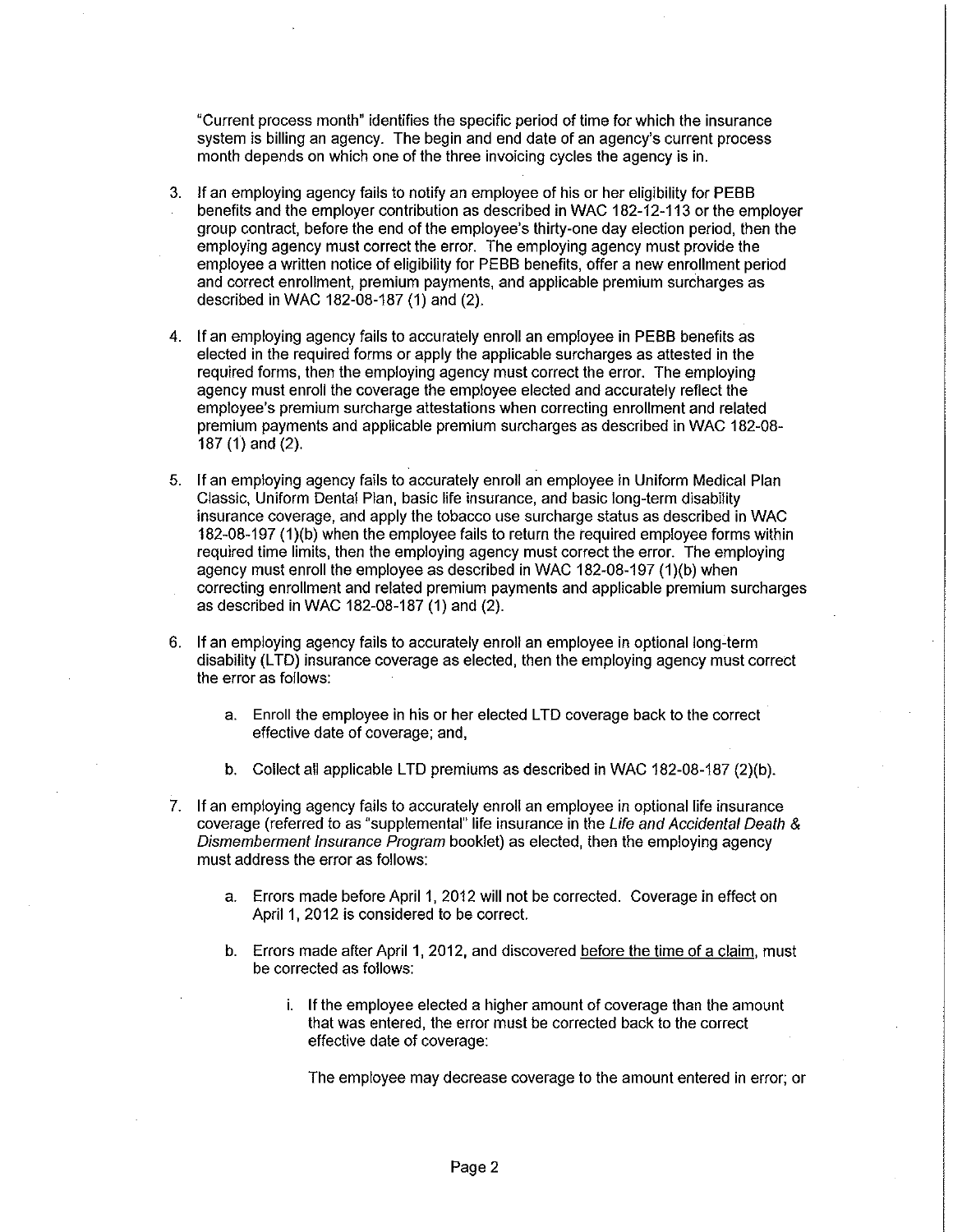"Current process month" identifies the specific period of time for which the insurance system is billing an agency. The begin and end date of an agency's current process month depends on which one of the three invoicing cycles the agency is in.

3. If an employing agency fails to notify an employee of his or her eligibility for PEBB benefits and the employer contribution as described in WAC 182-12-113 or the employer group contract, before the end of the employee's thirty-one day election period, then the employing agency must correct the error. The employing agency must provide the employee a written notice of eligibility for PEBB benefits, offer a new enrollment period and correct enrollment, premium payments, and applicable premium surcharges as described in WAC 182-08-187 (1) and (2).

4. If an employing agency fails to accurately enroll an employee in PEBB benefits as elected in the required forms or apply the applicable surcharges as attested in the required forms, then the employing agency must correct the error. The employing agency must enroll the coverage the employee elected and accurately reflect the employee's premium surcharge attestations when correcting enrollment and related premium payments and applicable premium surcharges as described in WAC 182-08-187 (1) and (2).

5. If an employing agency fails to accurately enroll an employee in Uniform Medical Plan Classic, Uniform Dental Plan, basic life insurance, and basic long-term disability insurance coverage, and apply the tobacco use surcharge status as described in WAC 182-08-197 (1)(b) when the employee fails to return the required employee forms within required time limits, then the employing agency must correct the error. The employing agency must enroll the employee as described in WAC 182-08-197 (1)(b) when correcting enrollment and related premium payments and applicable premium surcharges as described in WAC 182-08-187 (1) and (2).

6. If an employing agency fails to accurately enroll an employee in optional long-term disability (LTD) insurance coverage as elected, then the employing agency must correct the error as follows:

   a. Enroll the employee in his or her elected LTD coverage back to the correct effective date of coverage; and,

   b. Collect all applicable LTD premiums as described in WAC 182-08-187 (2)(b).

7. If an employing agency fails to accurately enroll an employee in optional life insurance coverage (referred to as "supplemental" life insurance in the *Life and Accidental Death & Dismemberment Insurance Program* booklet) as elected, then the employing agency must address the error as follows:

   a. Errors made before April 1, 2012 will not be corrected. Coverage in effect on April 1, 2012 is considered to be correct.

   b. Errors made after April 1, 2012, and discovered before the time of a claim, must be corrected as follows:

      i. If the employee elected a higher amount of coverage than the amount that was entered, the error must be corrected back to the correct effective date of coverage:

         The employee may decrease coverage to the amount entered in error; or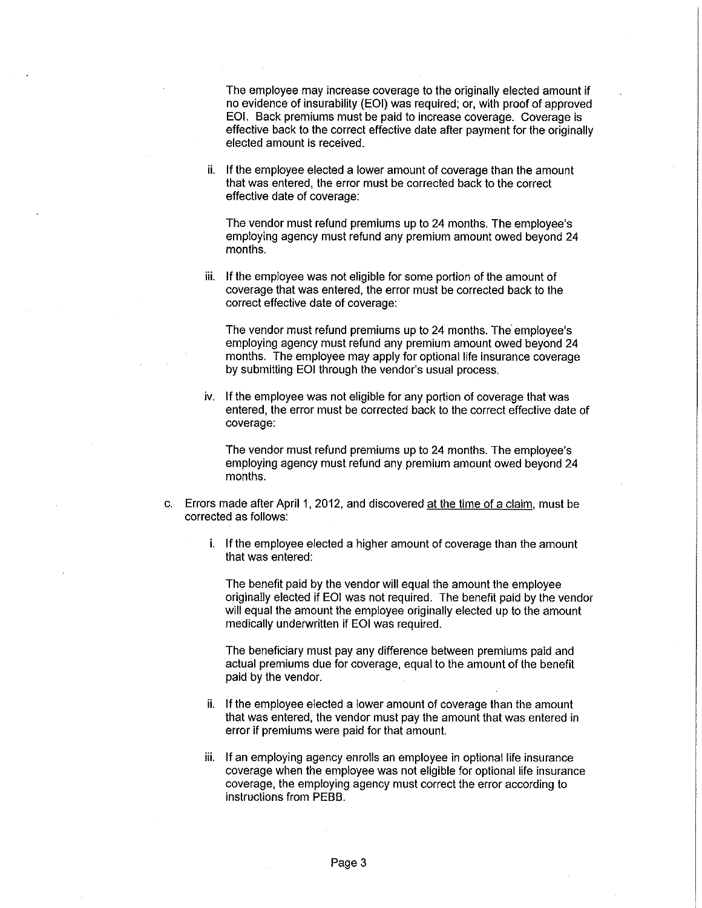The employee may increase coverage to the originally elected amount if no evidence of insurability (EOI) was required; or, with proof of approved EOI. Back premiums must be paid to increase coverage. Coverage is effective back to the correct effective date after payment for the originally elected amount is received.

ii. If the employee elected a lower amount of coverage than the amount that was entered, the error must be corrected back to the correct effective date of coverage:

The vendor must refund premiums up to 24 months. The employee's employing agency must refund any premium amount owed beyond 24 months.

iii. If the employee was not eligible for some portion of the amount of coverage that was entered, the error must be corrected back to the correct effective date of coverage:

The vendor must refund premiums up to 24 months. The employee's employing agency must refund any premium amount owed beyond 24 months. The employee may apply for optional life insurance coverage by submitting EOI through the vendor's usual process.

iv. If the employee was not eligible for any portion of coverage that was entered, the error must be corrected back to the correct effective date of coverage:

The vendor must refund premiums up to 24 months. The employee's employing agency must refund any premium amount owed beyond 24 months.

c. Errors made after April 1, 2012, and discovered <u>at the time of a claim</u>, must be corrected as follows:

i. If the employee elected a higher amount of coverage than the amount that was entered:

The benefit paid by the vendor will equal the amount the employee originally elected if EOI was not required. The benefit paid by the vendor will equal the amount the employee originally elected up to the amount medically underwritten if EOI was required.

The beneficiary must pay any difference between premiums paid and actual premiums due for coverage, equal to the amount of the benefit paid by the vendor.

ii. If the employee elected a lower amount of coverage than the amount that was entered, the vendor must pay the amount that was entered in error if premiums were paid for that amount.

iii. If an employing agency enrolls an employee in optional life insurance coverage when the employee was not eligible for optional life insurance coverage, the employing agency must correct the error according to instructions from PEBB.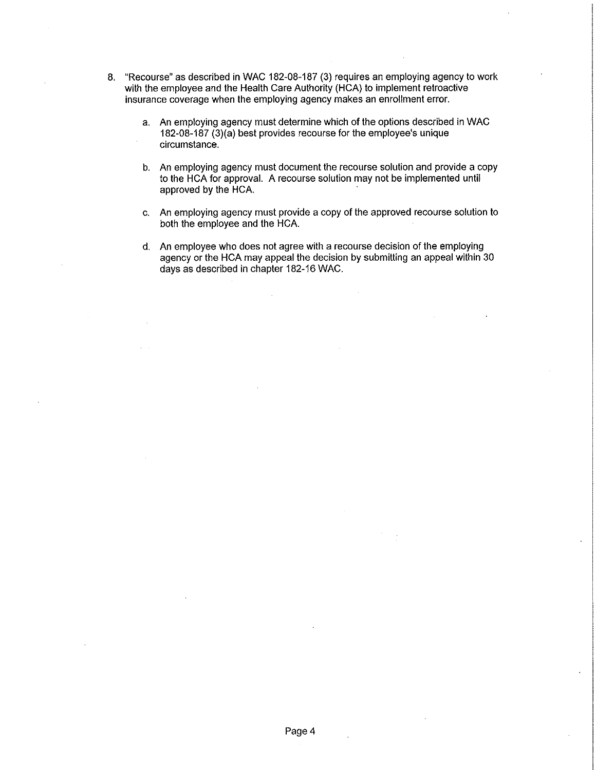8. "Recourse" as described in WAC 182-08-187 (3) requires an employing agency to work with the employee and the Health Care Authority (HCA) to implement retroactive insurance coverage when the employing agency makes an enrollment error.

   a. An employing agency must determine which of the options described in WAC 182-08-187 (3)(a) best provides recourse for the employee's unique circumstance.

   b. An employing agency must document the recourse solution and provide a copy to the HCA for approval. A recourse solution may not be implemented until approved by the HCA.

   c. An employing agency must provide a copy of the approved recourse solution to both the employee and the HCA.

   d. An employee who does not agree with a recourse decision of the employing agency or the HCA may appeal the decision by submitting an appeal within 30 days as described in chapter 182-16 WAC.